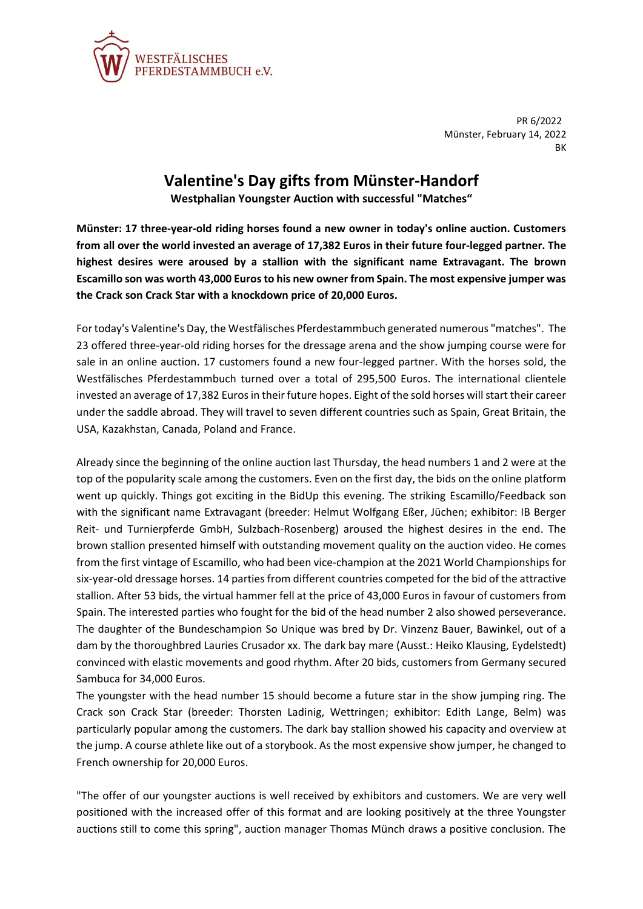WESTFÄLISCHES PFERDESTAMMBUCH e.V.

PR 6/2022
Münster, February 14, 2022
BK

# Valentine's Day gifts from Münster-Handorf

**Westphalian Youngster Auction with successful "Matches"**

**Münster: 17 three-year-old riding horses found a new owner in today's online auction. Customers from all over the world invested an average of 17,382 Euros in their future four-legged partner. The highest desires were aroused by a stallion with the significant name Extravagant. The brown Escamillo son was worth 43,000 Euros to his new owner from Spain. The most expensive jumper was the Crack son Crack Star with a knockdown price of 20,000 Euros.**

For today's Valentine's Day, the Westfälisches Pferdestammbuch generated numerous "matches". The 23 offered three-year-old riding horses for the dressage arena and the show jumping course were for sale in an online auction. 17 customers found a new four-legged partner. With the horses sold, the Westfälisches Pferdestammbuch turned over a total of 295,500 Euros. The international clientele invested an average of 17,382 Euros in their future hopes. Eight of the sold horses will start their career under the saddle abroad. They will travel to seven different countries such as Spain, Great Britain, the USA, Kazakhstan, Canada, Poland and France.

Already since the beginning of the online auction last Thursday, the head numbers 1 and 2 were at the top of the popularity scale among the customers. Even on the first day, the bids on the online platform went up quickly. Things got exciting in the BidUp this evening. The striking Escamillo/Feedback son with the significant name Extravagant (breeder: Helmut Wolfgang Eßer, Jüchen; exhibitor: IB Berger Reit- und Turnierpferde GmbH, Sulzbach-Rosenberg) aroused the highest desires in the end. The brown stallion presented himself with outstanding movement quality on the auction video. He comes from the first vintage of Escamillo, who had been vice-champion at the 2021 World Championships for six-year-old dressage horses. 14 parties from different countries competed for the bid of the attractive stallion. After 53 bids, the virtual hammer fell at the price of 43,000 Euros in favour of customers from Spain. The interested parties who fought for the bid of the head number 2 also showed perseverance. The daughter of the Bundeschampion So Unique was bred by Dr. Vinzenz Bauer, Bawinkel, out of a dam by the thoroughbred Lauries Crusador xx. The dark bay mare (Ausst.: Heiko Klausing, Eydelstedt) convinced with elastic movements and good rhythm. After 20 bids, customers from Germany secured Sambuca for 34,000 Euros.
The youngster with the head number 15 should become a future star in the show jumping ring. The Crack son Crack Star (breeder: Thorsten Ladinig, Wettringen; exhibitor: Edith Lange, Belm) was particularly popular among the customers. The dark bay stallion showed his capacity and overview at the jump. A course athlete like out of a storybook. As the most expensive show jumper, he changed to French ownership for 20,000 Euros.

"The offer of our youngster auctions is well received by exhibitors and customers. We are very well positioned with the increased offer of this format and are looking positively at the three Youngster auctions still to come this spring", auction manager Thomas Münch draws a positive conclusion. The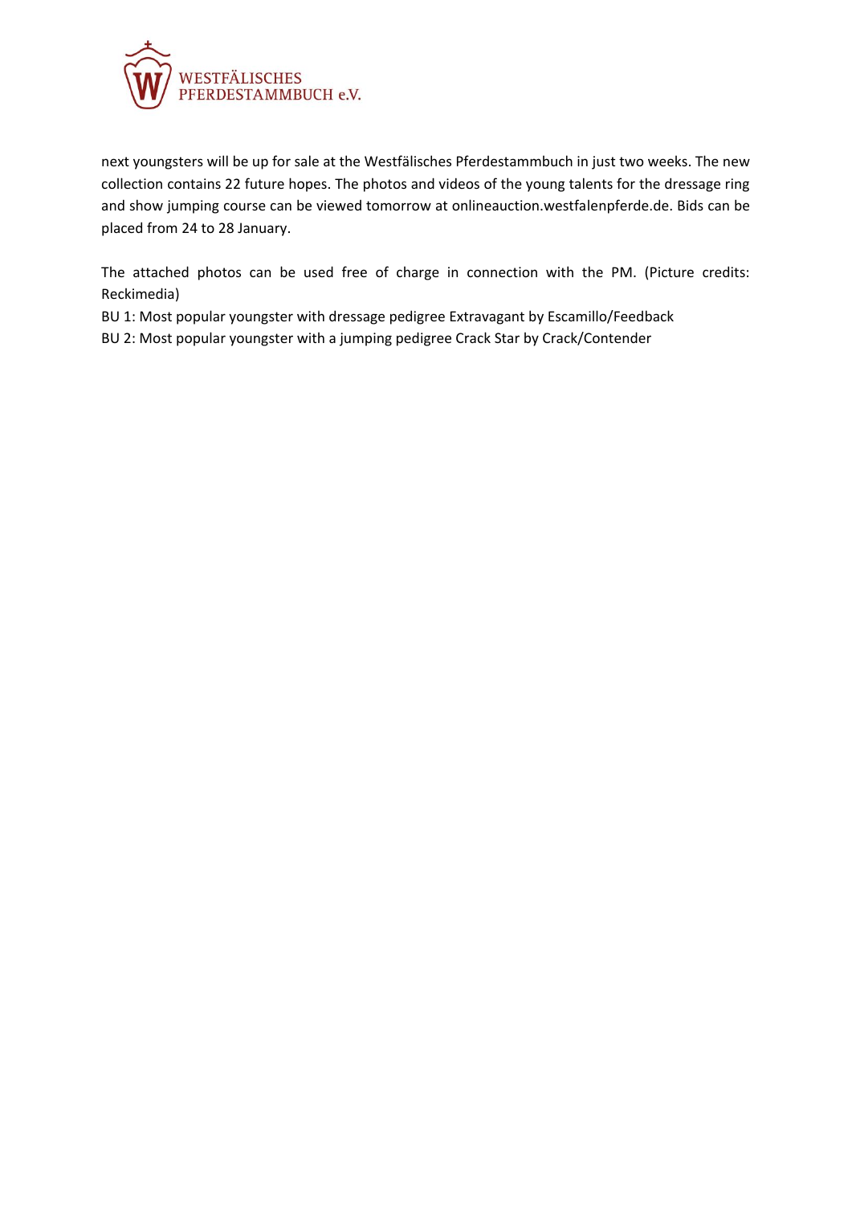next youngsters will be up for sale at the Westfälisches Pferdestammbuch in just two weeks. The new collection contains 22 future hopes. The photos and videos of the young talents for the dressage ring and show jumping course can be viewed tomorrow at onlineauction.westfalenpferde.de. Bids can be placed from 24 to 28 January.

The attached photos can be used free of charge in connection with the PM. (Picture credits: Reckimedia)

BU 1: Most popular youngster with dressage pedigree Extravagant by Escamillo/Feedback

BU 2: Most popular youngster with a jumping pedigree Crack Star by Crack/Contender